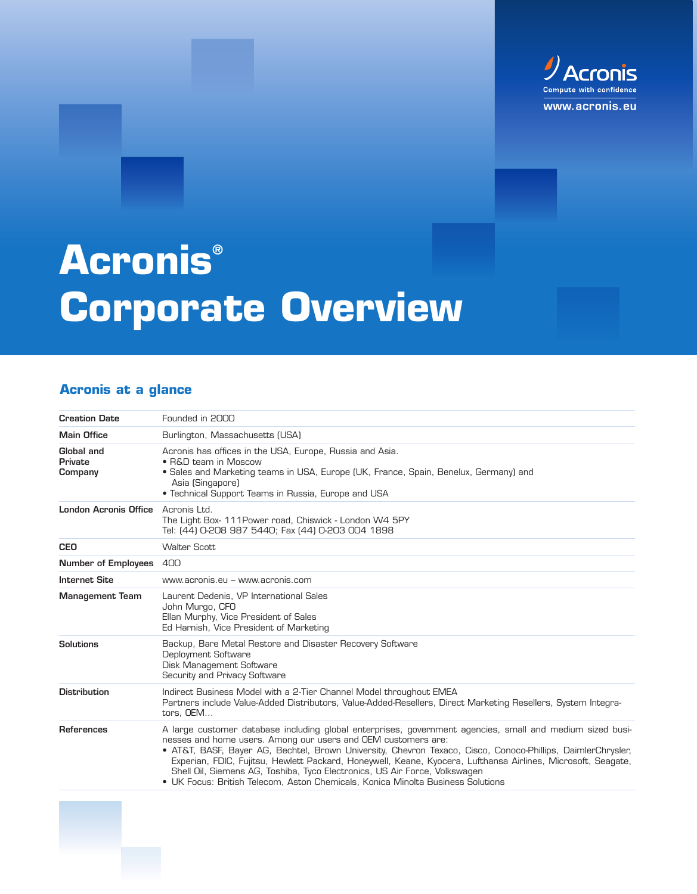Acronis
Compute with confidence
www.acronis.eu

# Acronis® Corporate Overview

## Acronis at a glance

| | |
|---|---|
| **Creation Date** | Founded in 2000 |
| **Main Office** | Burlington, Massachusetts (USA) |
| **Global and Private Company** | Acronis has offices in the USA, Europe, Russia and Asia.<br>• R&D team in Moscow<br>• Sales and Marketing teams in USA, Europe (UK, France, Spain, Benelux, Germany) and Asia (Singapore)<br>• Technical Support Teams in Russia, Europe and USA |
| **London Acronis Office** | Acronis Ltd.<br>The Light Box- 111Power road, Chiswick - London W4 5PY<br>Tel: (44) 0-208 987 5440; Fax (44) 0-203 004 1898 |
| **CEO** | Walter Scott |
| **Number of Employees** | 400 |
| **Internet Site** | www.acronis.eu – www.acronis.com |
| **Management Team** | Laurent Dedenis, VP International Sales<br>John Murgo, CFO<br>Ellan Murphy, Vice President of Sales<br>Ed Harnish, Vice President of Marketing |
| **Solutions** | Backup, Bare Metal Restore and Disaster Recovery Software<br>Deployment Software<br>Disk Management Software<br>Security and Privacy Software |
| **Distribution** | Indirect Business Model with a 2-Tier Channel Model throughout EMEA<br>Partners include Value-Added Distributors, Value-Added-Resellers, Direct Marketing Resellers, System Integrators, OEM… |
| **References** | A large customer database including global enterprises, government agencies, small and medium sized businesses and home users. Among our users and OEM customers are:<br>• AT&T, BASF, Bayer AG, Bechtel, Brown University, Chevron Texaco, Cisco, Conoco-Phillips, DaimlerChrysler, Experian, FDIC, Fujitsu, Hewlett Packard, Honeywell, Keane, Kyocera, Lufthansa Airlines, Microsoft, Seagate, Shell Oil, Siemens AG, Toshiba, Tyco Electronics, US Air Force, Volkswagen<br>• UK Focus: British Telecom, Aston Chemicals, Konica Minolta Business Solutions |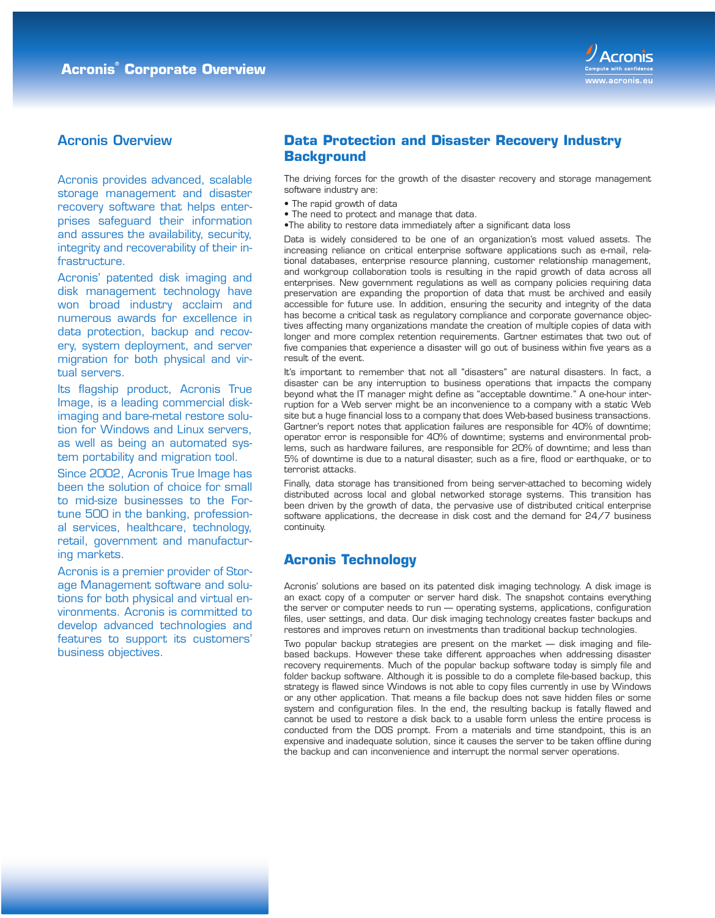# Acronis® Corporate Overview

## Acronis Overview

Acronis provides advanced, scalable storage management and disaster recovery software that helps enterprises safeguard their information and assures the availability, security, integrity and recoverability of their infrastructure.

Acronis' patented disk imaging and disk management technology have won broad industry acclaim and numerous awards for excellence in data protection, backup and recovery, system deployment, and server migration for both physical and virtual servers.

Its flagship product, Acronis True Image, is a leading commercial disk-imaging and bare-metal restore solution for Windows and Linux servers, as well as being an automated system portability and migration tool.

Since 2002, Acronis True Image has been the solution of choice for small to mid-size businesses to the Fortune 500 in the banking, professional services, healthcare, technology, retail, government and manufacturing markets.

Acronis is a premier provider of Storage Management software and solutions for both physical and virtual environments. Acronis is committed to develop advanced technologies and features to support its customers' business objectives.

## Data Protection and Disaster Recovery Industry Background

The driving forces for the growth of the disaster recovery and storage management software industry are:

- The rapid growth of data
- The need to protect and manage that data.
- The ability to restore data immediately after a significant data loss

Data is widely considered to be one of an organization's most valued assets. The increasing reliance on critical enterprise software applications such as e-mail, relational databases, enterprise resource planning, customer relationship management, and workgroup collaboration tools is resulting in the rapid growth of data across all enterprises. New government regulations as well as company policies requiring data preservation are expanding the proportion of data that must be archived and easily accessible for future use. In addition, ensuring the security and integrity of the data has become a critical task as regulatory compliance and corporate governance objectives affecting many organizations mandate the creation of multiple copies of data with longer and more complex retention requirements. Gartner estimates that two out of five companies that experience a disaster will go out of business within five years as a result of the event.

It's important to remember that not all "disasters" are natural disasters. In fact, a disaster can be any interruption to business operations that impacts the company beyond what the IT manager might define as "acceptable downtime." A one-hour interruption for a Web server might be an inconvenience to a company with a static Web site but a huge financial loss to a company that does Web-based business transactions. Gartner's report notes that application failures are responsible for 40% of downtime; operator error is responsible for 40% of downtime; systems and environmental problems, such as hardware failures, are responsible for 20% of downtime; and less than 5% of downtime is due to a natural disaster, such as a fire, flood or earthquake, or to terrorist attacks.

Finally, data storage has transitioned from being server-attached to becoming widely distributed across local and global networked storage systems. This transition has been driven by the growth of data, the pervasive use of distributed critical enterprise software applications, the decrease in disk cost and the demand for 24/7 business continuity.

## Acronis Technology

Acronis' solutions are based on its patented disk imaging technology. A disk image is an exact copy of a computer or server hard disk. The snapshot contains everything the server or computer needs to run — operating systems, applications, configuration files, user settings, and data. Our disk imaging technology creates faster backups and restores and improves return on investments than traditional backup technologies.

Two popular backup strategies are present on the market — disk imaging and file-based backups. However these take different approaches when addressing disaster recovery requirements. Much of the popular backup software today is simply file and folder backup software. Although it is possible to do a complete file-based backup, this strategy is flawed since Windows is not able to copy files currently in use by Windows or any other application. That means a file backup does not save hidden files or some system and configuration files. In the end, the resulting backup is fatally flawed and cannot be used to restore a disk back to a usable form unless the entire process is conducted from the DOS prompt. From a materials and time standpoint, this is an expensive and inadequate solution, since it causes the server to be taken offline during the backup and can inconvenience and interrupt the normal server operations.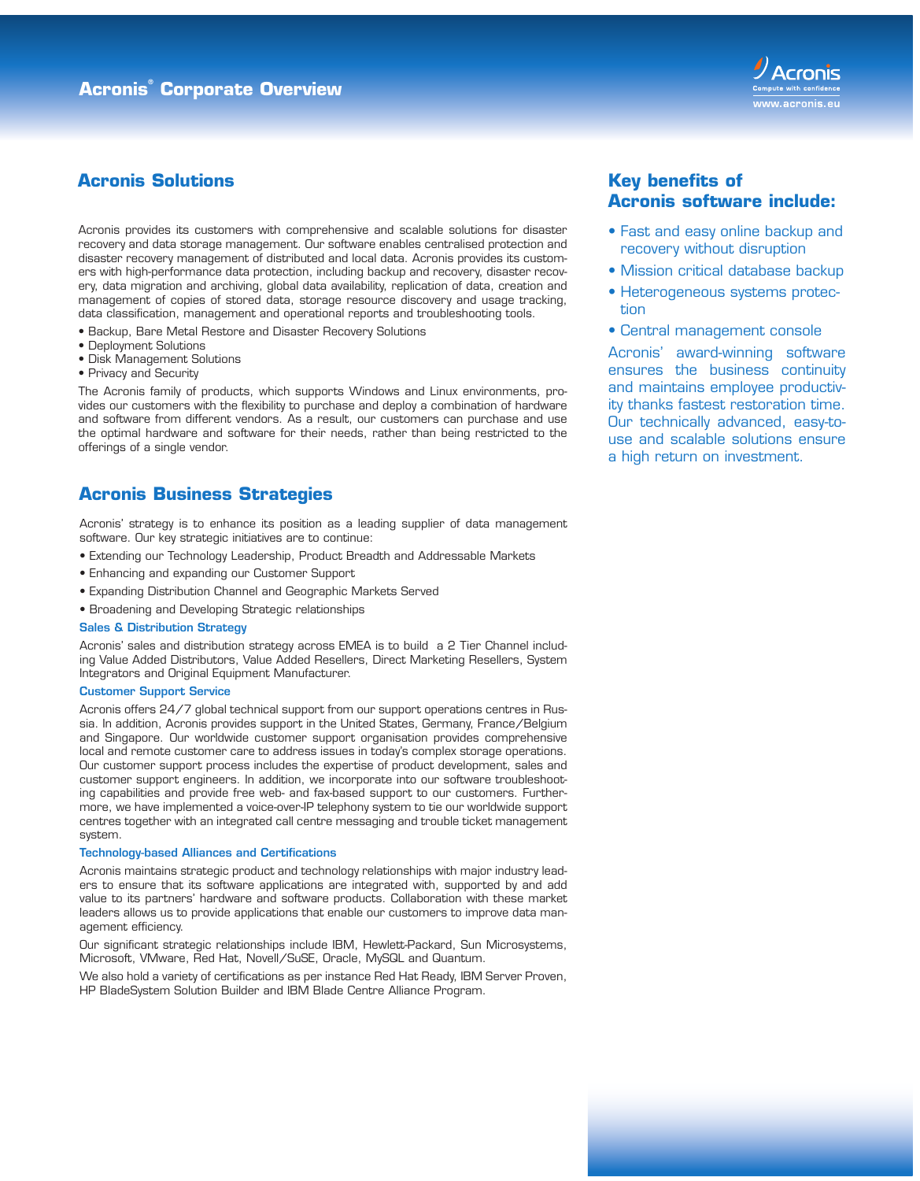# Acronis® Corporate Overview

## Acronis Solutions

Acronis provides its customers with comprehensive and scalable solutions for disaster recovery and data storage management. Our software enables centralised protection and disaster recovery management of distributed and local data. Acronis provides its customers with high-performance data protection, including backup and recovery, disaster recovery, data migration and archiving, global data availability, replication of data, creation and management of copies of stored data, storage resource discovery and usage tracking, data classification, management and operational reports and troubleshooting tools.

- Backup, Bare Metal Restore and Disaster Recovery Solutions
- Deployment Solutions
- Disk Management Solutions
- Privacy and Security

The Acronis family of products, which supports Windows and Linux environments, provides our customers with the flexibility to purchase and deploy a combination of hardware and software from different vendors. As a result, our customers can purchase and use the optimal hardware and software for their needs, rather than being restricted to the offerings of a single vendor.

## Acronis Business Strategies

Acronis' strategy is to enhance its position as a leading supplier of data management software. Our key strategic initiatives are to continue:

- Extending our Technology Leadership, Product Breadth and Addressable Markets
- Enhancing and expanding our Customer Support
- Expanding Distribution Channel and Geographic Markets Served
- Broadening and Developing Strategic relationships

### Sales & Distribution Strategy

Acronis' sales and distribution strategy across EMEA is to build a 2 Tier Channel including Value Added Distributors, Value Added Resellers, Direct Marketing Resellers, System Integrators and Original Equipment Manufacturer.

### Customer Support Service

Acronis offers 24/7 global technical support from our support operations centres in Russia. In addition, Acronis provides support in the United States, Germany, France/Belgium and Singapore. Our worldwide customer support organisation provides comprehensive local and remote customer care to address issues in today's complex storage operations. Our customer support process includes the expertise of product development, sales and customer support engineers. In addition, we incorporate into our software troubleshooting capabilities and provide free web- and fax-based support to our customers. Furthermore, we have implemented a voice-over-IP telephony system to tie our worldwide support centres together with an integrated call centre messaging and trouble ticket management system.

### Technology-based Alliances and Certifications

Acronis maintains strategic product and technology relationships with major industry leaders to ensure that its software applications are integrated with, supported by and add value to its partners' hardware and software products. Collaboration with these market leaders allows us to provide applications that enable our customers to improve data management efficiency.

Our significant strategic relationships include IBM, Hewlett-Packard, Sun Microsystems, Microsoft, VMware, Red Hat, Novell/SuSE, Oracle, MySQL and Quantum.

We also hold a variety of certifications as per instance Red Hat Ready, IBM Server Proven, HP BladeSystem Solution Builder and IBM Blade Centre Alliance Program.

## Key benefits of Acronis software include:

- Fast and easy online backup and recovery without disruption
- Mission critical database backup
- Heterogeneous systems protection
- Central management console

Acronis' award-winning software ensures the business continuity and maintains employee productivity thanks fastest restoration time. Our technically advanced, easy-to-use and scalable solutions ensure a high return on investment.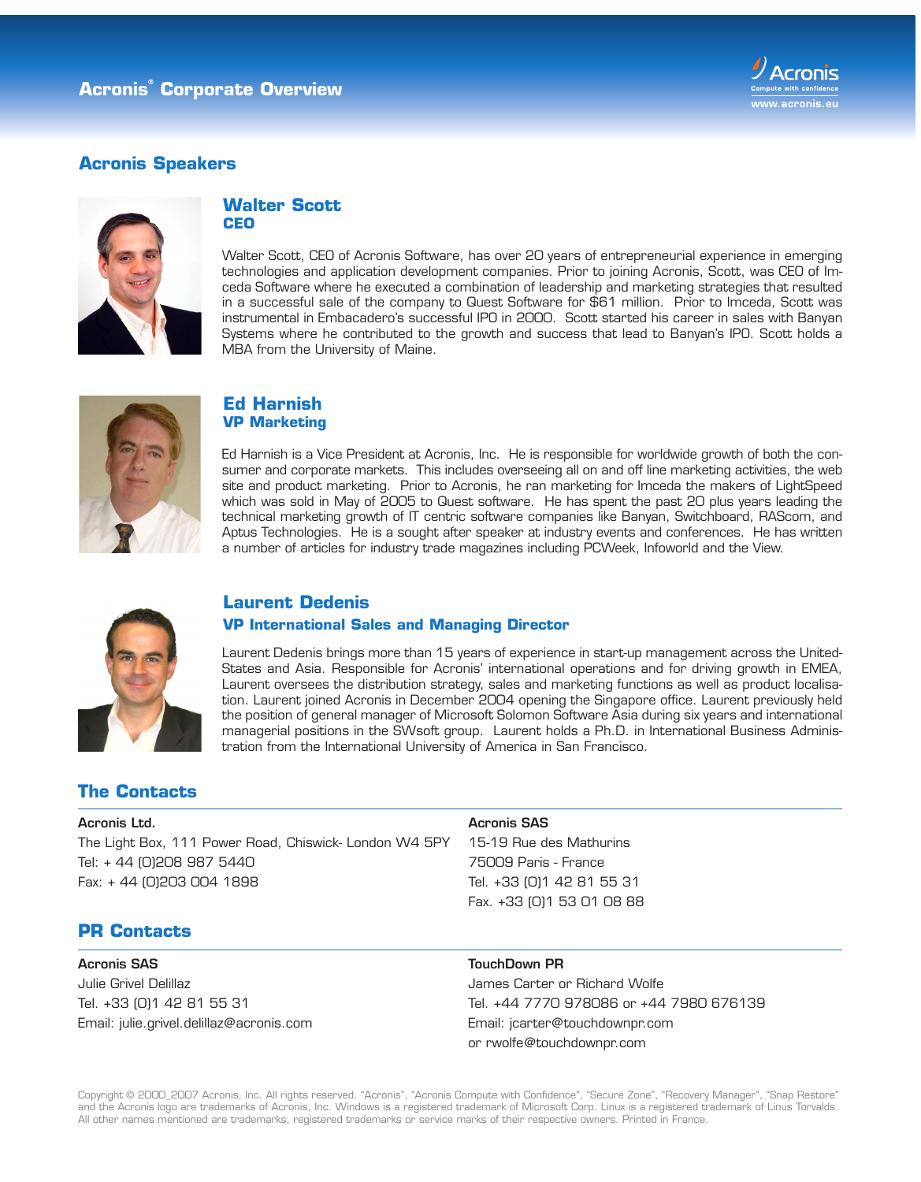## Acronis Speakers

### Walter Scott
**CEO**

Walter Scott, CEO of Acronis Software, has over 20 years of entrepreneurial experience in emerging technologies and application development companies. Prior to joining Acronis, Scott, was CEO of Imceda Software where he executed a combination of leadership and marketing strategies that resulted in a successful sale of the company to Quest Software for $61 million. Prior to Imceda, Scott was instrumental in Embacadero's successful IPO in 2000. Scott started his career in sales with Banyan Systems where he contributed to the growth and success that lead to Banyan's IPO. Scott holds a MBA from the University of Maine.

### Ed Harnish
**VP Marketing**

Ed Harnish is a Vice President at Acronis, Inc. He is responsible for worldwide growth of both the consumer and corporate markets. This includes overseeing all on and off line marketing activities, the web site and product marketing. Prior to Acronis, he ran marketing for Imceda the makers of LightSpeed which was sold in May of 2005 to Quest software. He has spent the past 20 plus years leading the technical marketing growth of IT centric software companies like Banyan, Switchboard, RAScom, and Aptus Technologies. He is a sought after speaker at industry events and conferences. He has written a number of articles for industry trade magazines including PCWeek, Infoworld and the View.

### Laurent Dedenis
**VP International Sales and Managing Director**

Laurent Dedenis brings more than 15 years of experience in start-up management across the United-States and Asia. Responsible for Acronis' international operations and for driving growth in EMEA, Laurent oversees the distribution strategy, sales and marketing functions as well as product localisation. Laurent joined Acronis in December 2004 opening the Singapore office. Laurent previously held the position of general manager of Microsoft Solomon Software Asia during six years and international managerial positions in the SWsoft group. Laurent holds a Ph.D. in International Business Administration from the International University of America in San Francisco.

## The Contacts

**Acronis Ltd.**
The Light Box, 111 Power Road, Chiswick- London W4 5PY
Tel: + 44 (0)208 987 5440
Fax: + 44 (0)203 004 1898

**Acronis SAS**
15-19 Rue des Mathurins
75009 Paris - France
Tel. +33 (0)1 42 81 55 31
Fax. +33 (0)1 53 01 08 88

## PR Contacts

**Acronis SAS**
Julie Grivel Delillaz
Tel. +33 (0)1 42 81 55 31
Email: julie.grivel.delillaz@acronis.com

**TouchDown PR**
James Carter or Richard Wolfe
Tel. +44 7770 978086 or +44 7980 676139
Email: jcarter@touchdownpr.com
or rwolfe@touchdownpr.com

Copyright © 2000_2007 Acronis, Inc. All rights reserved. "Acronis", "Acronis Compute with Confidence", "Secure Zone", "Recovery Manager", "Snap Restore" and the Acronis logo are trademarks of Acronis, Inc. Windows is a registered trademark of Microsoft Corp. Linux is a registered trademark of Linus Torvalds. All other names mentioned are trademarks, registered trademarks or service marks of their respective owners. Printed in France.